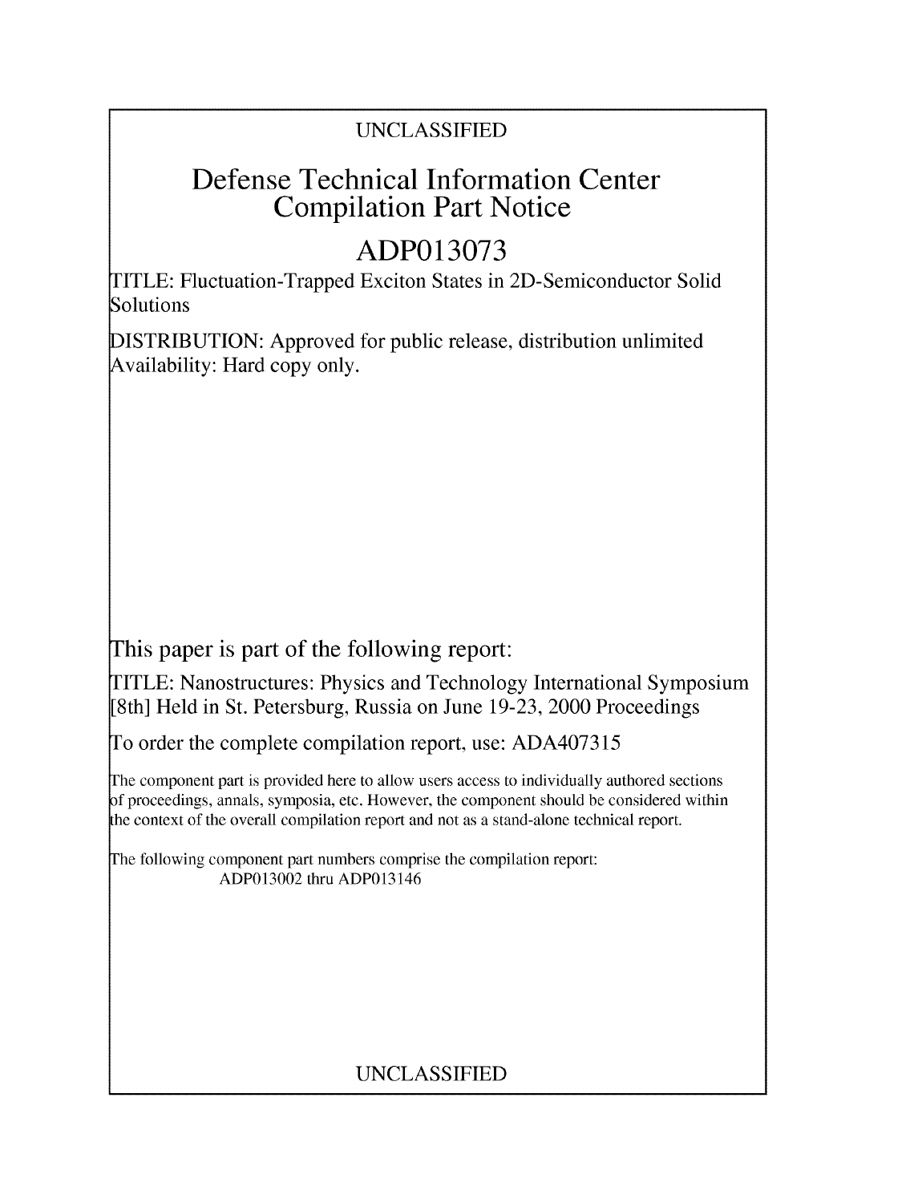UNCLASSIFIED

# Defense Technical Information Center Compilation Part Notice

# ADP013073

TITLE: Fluctuation-Trapped Exciton States in 2D-Semiconductor Solid Solutions

DISTRIBUTION: Approved for public release, distribution unlimited
Availability: Hard copy only.

This paper is part of the following report:

TITLE: Nanostructures: Physics and Technology International Symposium [8th] Held in St. Petersburg, Russia on June 19-23, 2000 Proceedings

To order the complete compilation report, use: ADA407315

The component part is provided here to allow users access to individually authored sections of proceedings, annals, symposia, etc. However, the component should be considered within the context of the overall compilation report and not as a stand-alone technical report.

The following component part numbers comprise the compilation report:
ADP013002 thru ADP013146

UNCLASSIFIED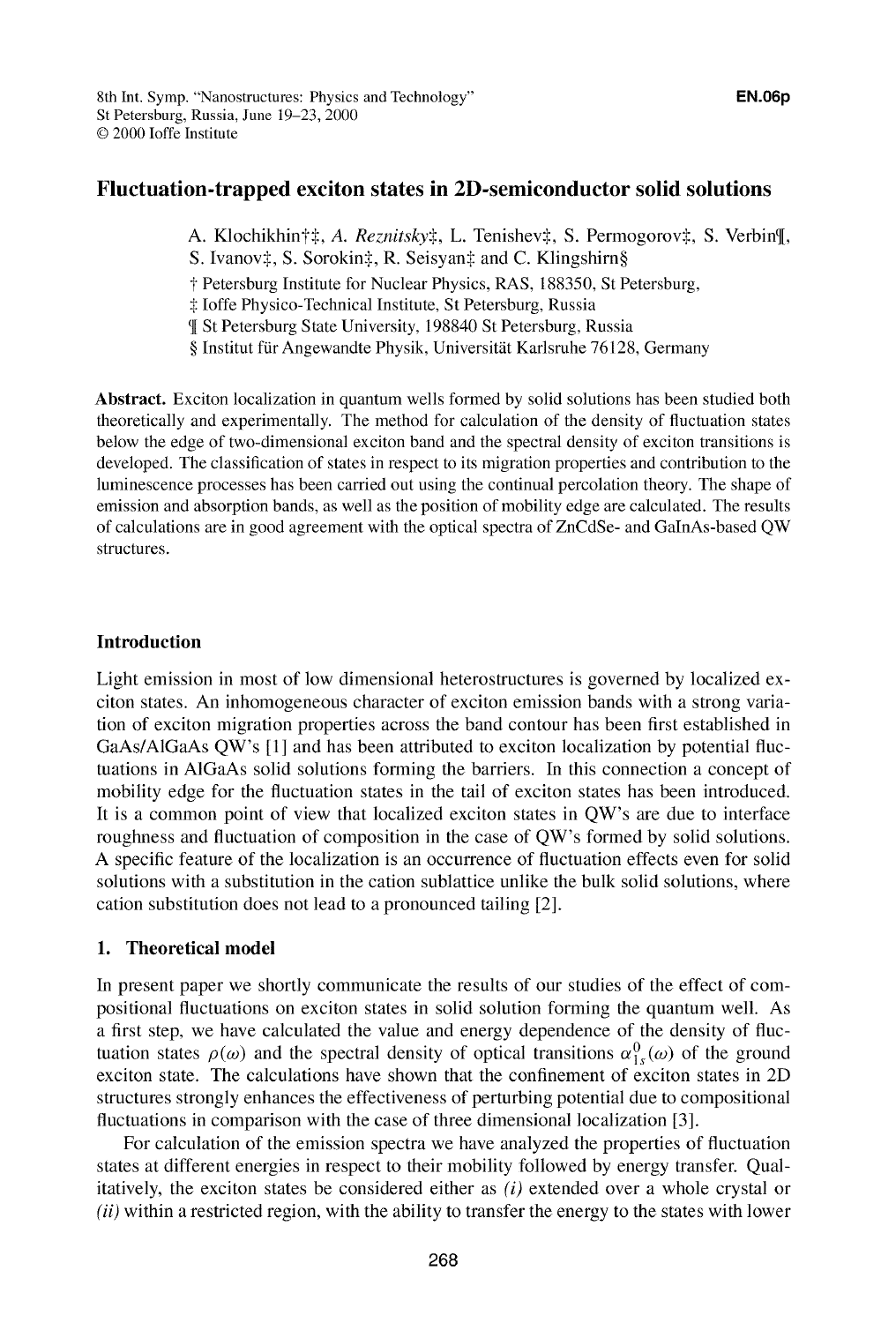# Fluctuation-trapped exciton states in 2D-semiconductor solid solutions

A. Klochikhin†‡, *A. Reznitsky*‡, L. Tenishev‡, S. Permogorov‡, S. Verbin¶, S. Ivanov‡, S. Sorokin‡, R. Seisyan‡ and C. Klingshirn§

† Petersburg Institute for Nuclear Physics, RAS, 188350, St Petersburg,
‡ Ioffe Physico-Technical Institute, St Petersburg, Russia
¶ St Petersburg State University, 198840 St Petersburg, Russia
§ Institut für Angewandte Physik, Universität Karlsruhe 76128, Germany

**Abstract.** Exciton localization in quantum wells formed by solid solutions has been studied both theoretically and experimentally. The method for calculation of the density of fluctuation states below the edge of two-dimensional exciton band and the spectral density of exciton transitions is developed. The classification of states in respect to its migration properties and contribution to the luminescence processes has been carried out using the continual percolation theory. The shape of emission and absorption bands, as well as the position of mobility edge are calculated. The results of calculations are in good agreement with the optical spectra of ZnCdSe- and GaInAs-based QW structures.

## Introduction

Light emission in most of low dimensional heterostructures is governed by localized exciton states. An inhomogeneous character of exciton emission bands with a strong variation of exciton migration properties across the band contour has been first established in GaAs/AlGaAs QW's [1] and has been attributed to exciton localization by potential fluctuations in AlGaAs solid solutions forming the barriers. In this connection a concept of mobility edge for the fluctuation states in the tail of exciton states has been introduced. It is a common point of view that localized exciton states in QW's are due to interface roughness and fluctuation of composition in the case of QW's formed by solid solutions. A specific feature of the localization is an occurrence of fluctuation effects even for solid solutions with a substitution in the cation sublattice unlike the bulk solid solutions, where cation substitution does not lead to a pronounced tailing [2].

## 1. Theoretical model

In present paper we shortly communicate the results of our studies of the effect of compositional fluctuations on exciton states in solid solution forming the quantum well. As a first step, we have calculated the value and energy dependence of the density of fluctuation states $\rho(\omega)$ and the spectral density of optical transitions $\alpha^0_{1s}(\omega)$ of the ground exciton state. The calculations have shown that the confinement of exciton states in 2D structures strongly enhances the effectiveness of perturbing potential due to compositional fluctuations in comparison with the case of three dimensional localization [3].

For calculation of the emission spectra we have analyzed the properties of fluctuation states at different energies in respect to their mobility followed by energy transfer. Qualitatively, the exciton states be considered either as *(i)* extended over a whole crystal or *(ii)* within a restricted region, with the ability to transfer the energy to the states with lower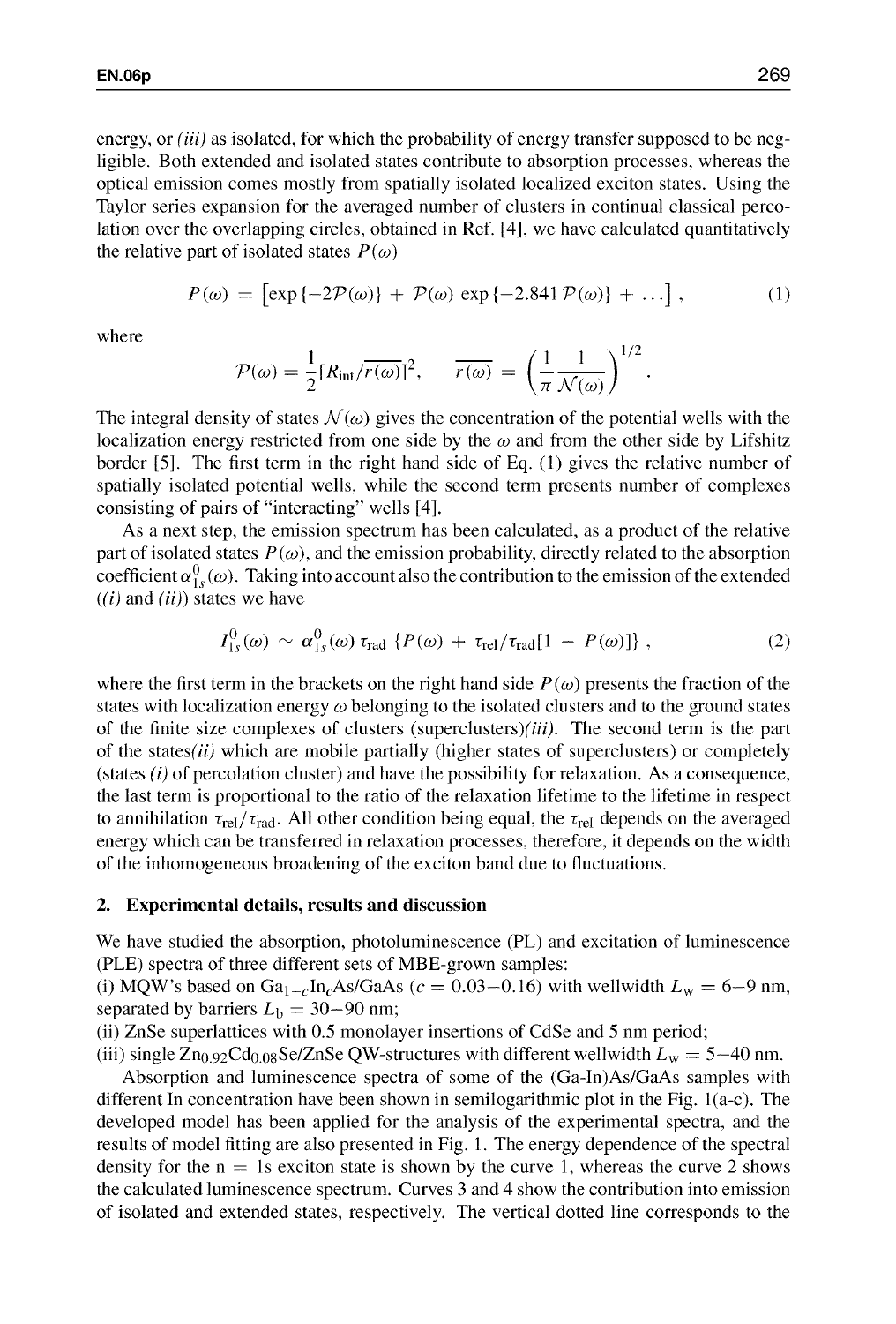energy, or *(iii)* as isolated, for which the probability of energy transfer supposed to be negligible. Both extended and isolated states contribute to absorption processes, whereas the optical emission comes mostly from spatially isolated localized exciton states. Using the Taylor series expansion for the averaged number of clusters in continual classical percolation over the overlapping circles, obtained in Ref. [4], we have calculated quantitatively the relative part of isolated states $P(\omega)$

$$P(\omega) = \left[\exp\{-2\mathcal{P}(\omega)\} + \mathcal{P}(\omega)\exp\{-2.841\,\mathcal{P}(\omega)\} + \ldots\right], \tag{1}$$

where

$$\mathcal{P}(\omega) = \frac{1}{2}[R_{\text{int}}/\overline{r(\omega)}]^2, \qquad \overline{r(\omega)} = \left(\frac{1}{\pi}\frac{1}{\mathcal{N}(\omega)}\right)^{1/2}.$$

The integral density of states $\mathcal{N}(\omega)$ gives the concentration of the potential wells with the localization energy restricted from one side by the $\omega$ and from the other side by Lifshitz border [5]. The first term in the right hand side of Eq. (1) gives the relative number of spatially isolated potential wells, while the second term presents number of complexes consisting of pairs of "interacting" wells [4].

As a next step, the emission spectrum has been calculated, as a product of the relative part of isolated states $P(\omega)$, and the emission probability, directly related to the absorption coefficient $\alpha^0_{1s}(\omega)$. Taking into account also the contribution to the emission of the extended (*(i)* and *(ii)*) states we have

$$I^0_{1s}(\omega) \sim \alpha^0_{1s}(\omega)\,\tau_{\text{rad}}\,\{P(\omega) + \tau_{\text{rel}}/\tau_{\text{rad}}[1 - P(\omega)]\}, \tag{2}$$

where the first term in the brackets on the right hand side $P(\omega)$ presents the fraction of the states with localization energy $\omega$ belonging to the isolated clusters and to the ground states of the finite size complexes of clusters (superclusters)*(iii)*. The second term is the part of the states*(ii)* which are mobile partially (higher states of superclusters) or completely (states *(i)* of percolation cluster) and have the possibility for relaxation. As a consequence, the last term is proportional to the ratio of the relaxation lifetime to the lifetime in respect to annihilation $\tau_{\text{rel}}/\tau_{\text{rad}}$. All other condition being equal, the $\tau_{\text{rel}}$ depends on the averaged energy which can be transferred in relaxation processes, therefore, it depends on the width of the inhomogeneous broadening of the exciton band due to fluctuations.

## 2. Experimental details, results and discussion

We have studied the absorption, photoluminescence (PL) and excitation of luminescence (PLE) spectra of three different sets of MBE-grown samples:

(i) MQW's based on $Ga_{1-c}In_cAs/GaAs$ ($c = 0.03-0.16$) with wellwidth $L_w = 6-9$ nm, separated by barriers $L_b = 30-90$ nm;

(ii) ZnSe superlattices with 0.5 monolayer insertions of CdSe and 5 nm period;

(iii) single $Zn_{0.92}Cd_{0.08}Se/ZnSe$ QW-structures with different wellwidth $L_w = 5-40$ nm.

Absorption and luminescence spectra of some of the (Ga-In)As/GaAs samples with different In concentration have been shown in semilogarithmic plot in the Fig. 1(a-c). The developed model has been applied for the analysis of the experimental spectra, and the results of model fitting are also presented in Fig. 1. The energy dependence of the spectral density for the n = 1s exciton state is shown by the curve 1, whereas the curve 2 shows the calculated luminescence spectrum. Curves 3 and 4 show the contribution into emission of isolated and extended states, respectively. The vertical dotted line corresponds to the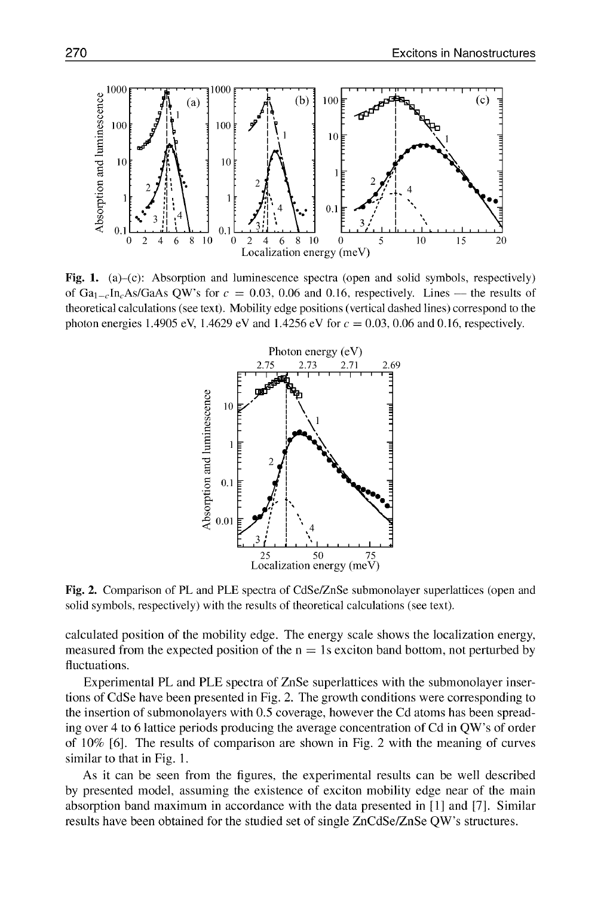**Fig. 1.** (a)–(c): Absorption and luminescence spectra (open and solid symbols, respectively) of $Ga_{1-c}In_cAs/GaAs$ QW's for $c = 0.03$, 0.06 and 0.16, respectively. Lines — the results of theoretical calculations (see text). Mobility edge positions (vertical dashed lines) correspond to the photon energies 1.4905 eV, 1.4629 eV and 1.4256 eV for $c = 0.03$, 0.06 and 0.16, respectively.

**Fig. 2.** Comparison of PL and PLE spectra of CdSe/ZnSe submonolayer superlattices (open and solid symbols, respectively) with the results of theoretical calculations (see text).

calculated position of the mobility edge. The energy scale shows the localization energy, measured from the expected position of the n = 1s exciton band bottom, not perturbed by fluctuations.

Experimental PL and PLE spectra of ZnSe superlattices with the submonolayer insertions of CdSe have been presented in Fig. 2. The growth conditions were corresponding to the insertion of submonolayers with 0.5 coverage, however the Cd atoms has been spreading over 4 to 6 lattice periods producing the average concentration of Cd in QW's of order of 10% [6]. The results of comparison are shown in Fig. 2 with the meaning of curves similar to that in Fig. 1.

As it can be seen from the figures, the experimental results can be well described by presented model, assuming the existence of exciton mobility edge near of the main absorption band maximum in accordance with the data presented in [1] and [7]. Similar results have been obtained for the studied set of single ZnCdSe/ZnSe QW's structures.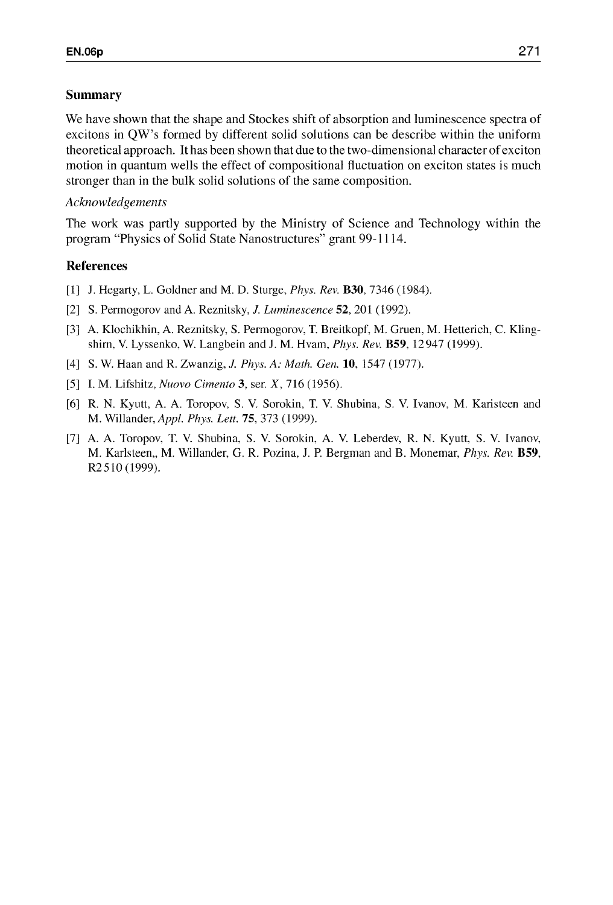## Summary

We have shown that the shape and Stockes shift of absorption and luminescence spectra of excitons in QW's formed by different solid solutions can be describe within the uniform theoretical approach. It has been shown that due to the two-dimensional character of exciton motion in quantum wells the effect of compositional fluctuation on exciton states is much stronger than in the bulk solid solutions of the same composition.

*Acknowledgements*

The work was partly supported by the Ministry of Science and Technology within the program "Physics of Solid State Nanostructures" grant 99-1114.

## References

[1] J. Hegarty, L. Goldner and M. D. Sturge, *Phys. Rev.* **B30**, 7346 (1984).

[2] S. Permogorov and A. Reznitsky, *J. Luminescence* **52**, 201 (1992).

[3] A. Klochikhin, A. Reznitsky, S. Permogorov, T. Breitkopf, M. Gruen, M. Hetterich, C. Klingshirn, V. Lyssenko, W. Langbein and J. M. Hvam, *Phys. Rev.* **B59**, 12947 (1999).

[4] S. W. Haan and R. Zwanzig, *J. Phys. A: Math. Gen.* **10**, 1547 (1977).

[5] I. M. Lifshitz, *Nuovo Cimento* **3**, ser. *X*, 716 (1956).

[6] R. N. Kyutt, A. A. Toropov, S. V. Sorokin, T. V. Shubina, S. V. Ivanov, M. Karisteen and M. Willander, *Appl. Phys. Lett.* **75**, 373 (1999).

[7] A. A. Toropov, T. V. Shubina, S. V. Sorokin, A. V. Leberdev, R. N. Kyutt, S. V. Ivanov, M. Karlsteen,, M. Willander, G. R. Pozina, J. P. Bergman and B. Monemar, *Phys. Rev.* **B59**, R2510 (1999).